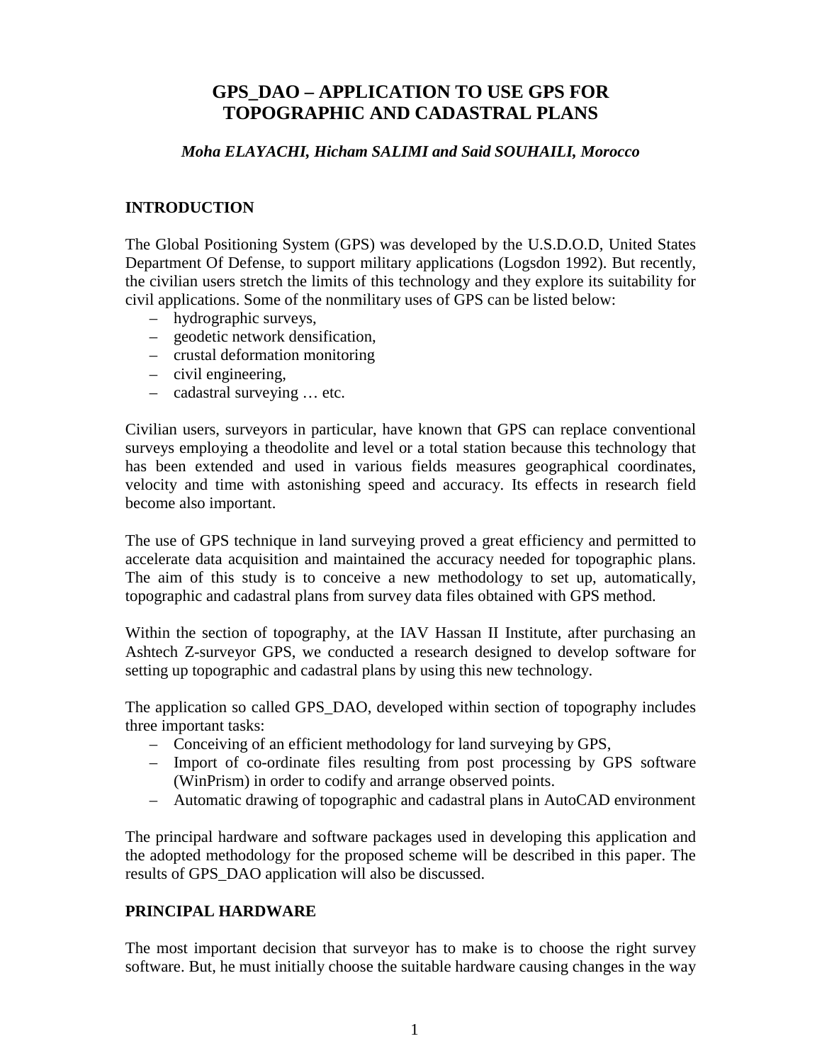# GPS_DAO – APPLICATION TO USE GPS FOR TOPOGRAPHIC AND CADASTRAL PLANS

*Moha ELAYACHI, Hicham SALIMI and Said SOUHAILI, Morocco*

## INTRODUCTION

The Global Positioning System (GPS) was developed by the U.S.D.O.D, United States Department Of Defense, to support military applications (Logsdon 1992). But recently, the civilian users stretch the limits of this technology and they explore its suitability for civil applications. Some of the nonmilitary uses of GPS can be listed below:

- hydrographic surveys,
- geodetic network densification,
- crustal deformation monitoring
- civil engineering,
- cadastral surveying … etc.

Civilian users, surveyors in particular, have known that GPS can replace conventional surveys employing a theodolite and level or a total station because this technology that has been extended and used in various fields measures geographical coordinates, velocity and time with astonishing speed and accuracy. Its effects in research field become also important.

The use of GPS technique in land surveying proved a great efficiency and permitted to accelerate data acquisition and maintained the accuracy needed for topographic plans. The aim of this study is to conceive a new methodology to set up, automatically, topographic and cadastral plans from survey data files obtained with GPS method.

Within the section of topography, at the IAV Hassan II Institute, after purchasing an Ashtech Z-surveyor GPS, we conducted a research designed to develop software for setting up topographic and cadastral plans by using this new technology.

The application so called GPS_DAO, developed within section of topography includes three important tasks:

- Conceiving of an efficient methodology for land surveying by GPS,
- Import of co-ordinate files resulting from post processing by GPS software (WinPrism) in order to codify and arrange observed points.
- Automatic drawing of topographic and cadastral plans in AutoCAD environment

The principal hardware and software packages used in developing this application and the adopted methodology for the proposed scheme will be described in this paper. The results of GPS_DAO application will also be discussed.

## PRINCIPAL HARDWARE

The most important decision that surveyor has to make is to choose the right survey software. But, he must initially choose the suitable hardware causing changes in the way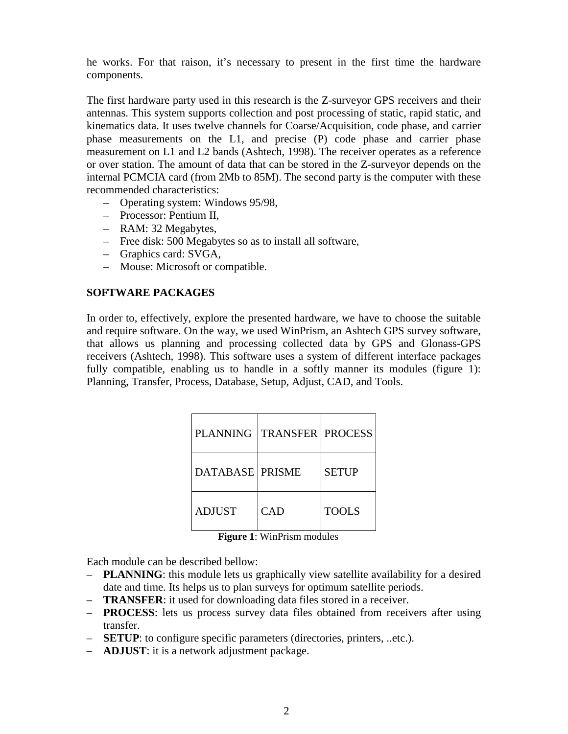he works. For that raison, it's necessary to present in the first time the hardware components.

The first hardware party used in this research is the Z-surveyor GPS receivers and their antennas. This system supports collection and post processing of static, rapid static, and kinematics data. It uses twelve channels for Coarse/Acquisition, code phase, and carrier phase measurements on the L1, and precise (P) code phase and carrier phase measurement on L1 and L2 bands (Ashtech, 1998). The receiver operates as a reference or over station. The amount of data that can be stored in the Z-surveyor depends on the internal PCMCIA card (from 2Mb to 85M). The second party is the computer with these recommended characteristics:

- Operating system: Windows 95/98,
- Processor: Pentium II,
- RAM: 32 Megabytes,
- Free disk: 500 Megabytes so as to install all software,
- Graphics card: SVGA,
- Mouse: Microsoft or compatible.

## SOFTWARE PACKAGES

In order to, effectively, explore the presented hardware, we have to choose the suitable and require software. On the way, we used WinPrism, an Ashtech GPS survey software, that allows us planning and processing collected data by GPS and Glonass-GPS receivers (Ashtech, 1998). This software uses a system of different interface packages fully compatible, enabling us to handle in a softly manner its modules (figure 1): Planning, Transfer, Process, Database, Setup, Adjust, CAD, and Tools.

| PLANNING | TRANSFER | PROCESS |
|---|---|---|
| DATABASE | PRISME | SETUP |
| ADJUST | CAD | TOOLS |

**Figure 1**: WinPrism modules

Each module can be described bellow:

- **PLANNING**: this module lets us graphically view satellite availability for a desired date and time. Its helps us to plan surveys for optimum satellite periods.
- **TRANSFER**: it used for downloading data files stored in a receiver.
- **PROCESS**: lets us process survey data files obtained from receivers after using transfer.
- **SETUP**: to configure specific parameters (directories, printers, ..etc.).
- **ADJUST**: it is a network adjustment package.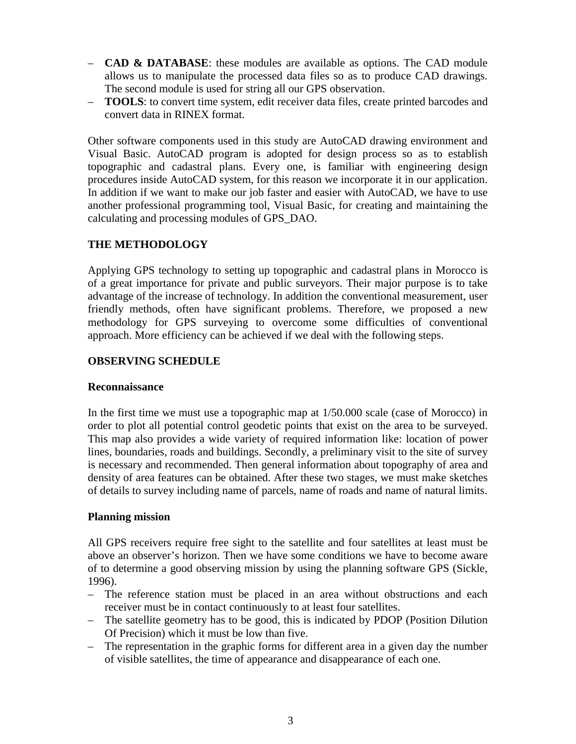- **CAD & DATABASE**: these modules are available as options. The CAD module allows us to manipulate the processed data files so as to produce CAD drawings. The second module is used for string all our GPS observation.
- **TOOLS**: to convert time system, edit receiver data files, create printed barcodes and convert data in RINEX format.

Other software components used in this study are AutoCAD drawing environment and Visual Basic. AutoCAD program is adopted for design process so as to establish topographic and cadastral plans. Every one, is familiar with engineering design procedures inside AutoCAD system, for this reason we incorporate it in our application. In addition if we want to make our job faster and easier with AutoCAD, we have to use another professional programming tool, Visual Basic, for creating and maintaining the calculating and processing modules of GPS_DAO.

## THE METHODOLOGY

Applying GPS technology to setting up topographic and cadastral plans in Morocco is of a great importance for private and public surveyors. Their major purpose is to take advantage of the increase of technology. In addition the conventional measurement, user friendly methods, often have significant problems. Therefore, we proposed a new methodology for GPS surveying to overcome some difficulties of conventional approach. More efficiency can be achieved if we deal with the following steps.

## OBSERVING SCHEDULE

### Reconnaissance

In the first time we must use a topographic map at 1/50.000 scale (case of Morocco) in order to plot all potential control geodetic points that exist on the area to be surveyed. This map also provides a wide variety of required information like: location of power lines, boundaries, roads and buildings. Secondly, a preliminary visit to the site of survey is necessary and recommended. Then general information about topography of area and density of area features can be obtained. After these two stages, we must make sketches of details to survey including name of parcels, name of roads and name of natural limits.

### Planning mission

All GPS receivers require free sight to the satellite and four satellites at least must be above an observer's horizon. Then we have some conditions we have to become aware of to determine a good observing mission by using the planning software GPS (Sickle, 1996).

- The reference station must be placed in an area without obstructions and each receiver must be in contact continuously to at least four satellites.
- The satellite geometry has to be good, this is indicated by PDOP (Position Dilution Of Precision) which it must be low than five.
- The representation in the graphic forms for different area in a given day the number of visible satellites, the time of appearance and disappearance of each one.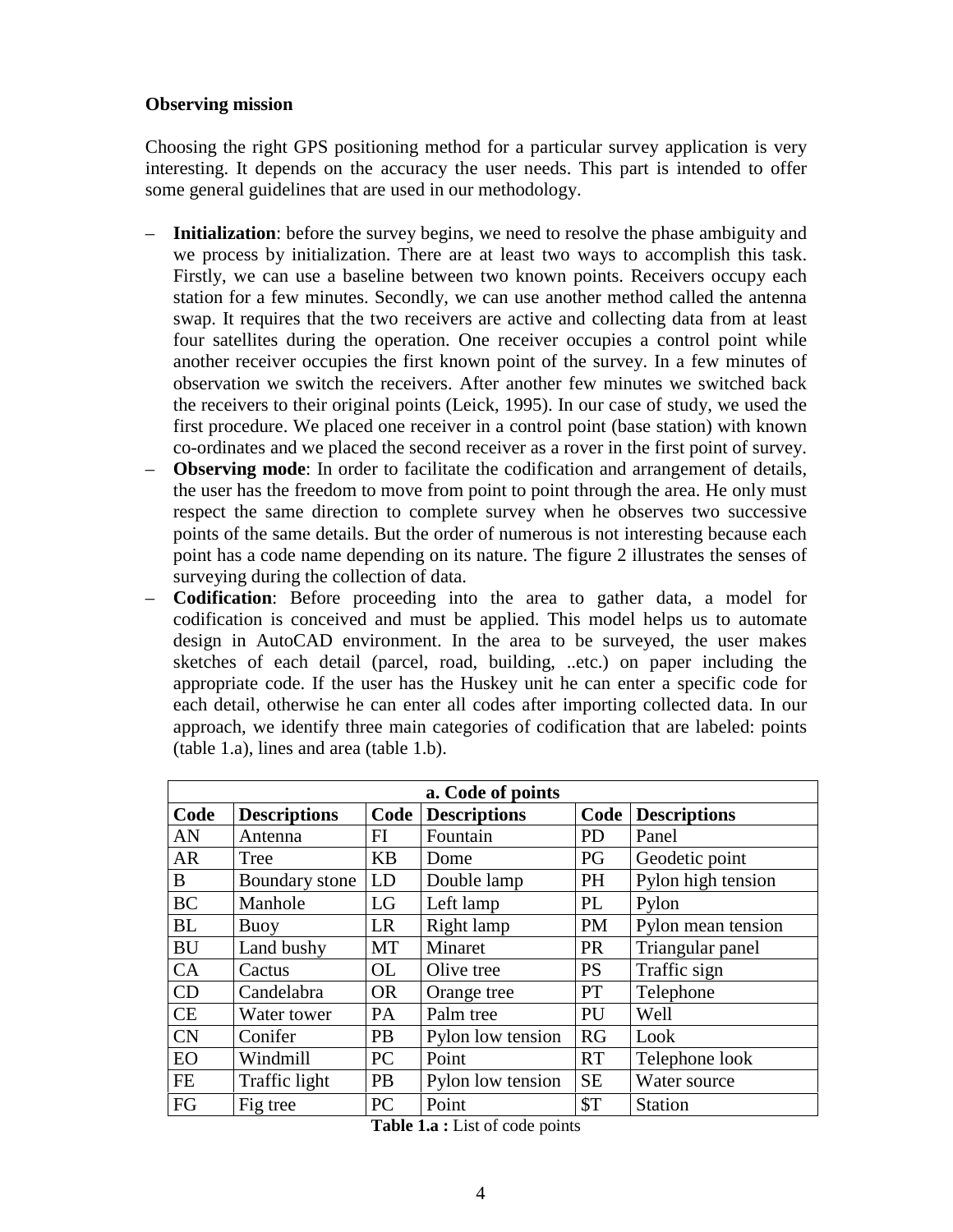**Observing mission**

Choosing the right GPS positioning method for a particular survey application is very interesting. It depends on the accuracy the user needs. This part is intended to offer some general guidelines that are used in our methodology.

- **Initialization**: before the survey begins, we need to resolve the phase ambiguity and we process by initialization. There are at least two ways to accomplish this task. Firstly, we can use a baseline between two known points. Receivers occupy each station for a few minutes. Secondly, we can use another method called the antenna swap. It requires that the two receivers are active and collecting data from at least four satellites during the operation. One receiver occupies a control point while another receiver occupies the first known point of the survey. In a few minutes of observation we switch the receivers. After another few minutes we switched back the receivers to their original points (Leick, 1995). In our case of study, we used the first procedure. We placed one receiver in a control point (base station) with known co-ordinates and we placed the second receiver as a rover in the first point of survey.
- **Observing mode**: In order to facilitate the codification and arrangement of details, the user has the freedom to move from point to point through the area. He only must respect the same direction to complete survey when he observes two successive points of the same details. But the order of numerous is not interesting because each point has a code name depending on its nature. The figure 2 illustrates the senses of surveying during the collection of data.
- **Codification**: Before proceeding into the area to gather data, a model for codification is conceived and must be applied. This model helps us to automate design in AutoCAD environment. In the area to be surveyed, the user makes sketches of each detail (parcel, road, building, ..etc.) on paper including the appropriate code. If the user has the Huskey unit he can enter a specific code for each detail, otherwise he can enter all codes after importing collected data. In our approach, we identify three main categories of codification that are labeled: points (table 1.a), lines and area (table 1.b).

| a. Code of points | | | | | |
|---|---|---|---|---|---|
| **Code** | **Descriptions** | **Code** | **Descriptions** | **Code** | **Descriptions** |
| AN | Antenna | FI | Fountain | PD | Panel |
| AR | Tree | KB | Dome | PG | Geodetic point |
| B | Boundary stone | LD | Double lamp | PH | Pylon high tension |
| BC | Manhole | LG | Left lamp | PL | Pylon |
| BL | Buoy | LR | Right lamp | PM | Pylon mean tension |
| BU | Land bushy | MT | Minaret | PR | Triangular panel |
| CA | Cactus | OL | Olive tree | PS | Traffic sign |
| CD | Candelabra | OR | Orange tree | PT | Telephone |
| CE | Water tower | PA | Palm tree | PU | Well |
| CN | Conifer | PB | Pylon low tension | RG | Look |
| EO | Windmill | PC | Point | RT | Telephone look |
| FE | Traffic light | PB | Pylon low tension | SE | Water source |
| FG | Fig tree | PC | Point | $T | Station |

**Table 1.a :** List of code points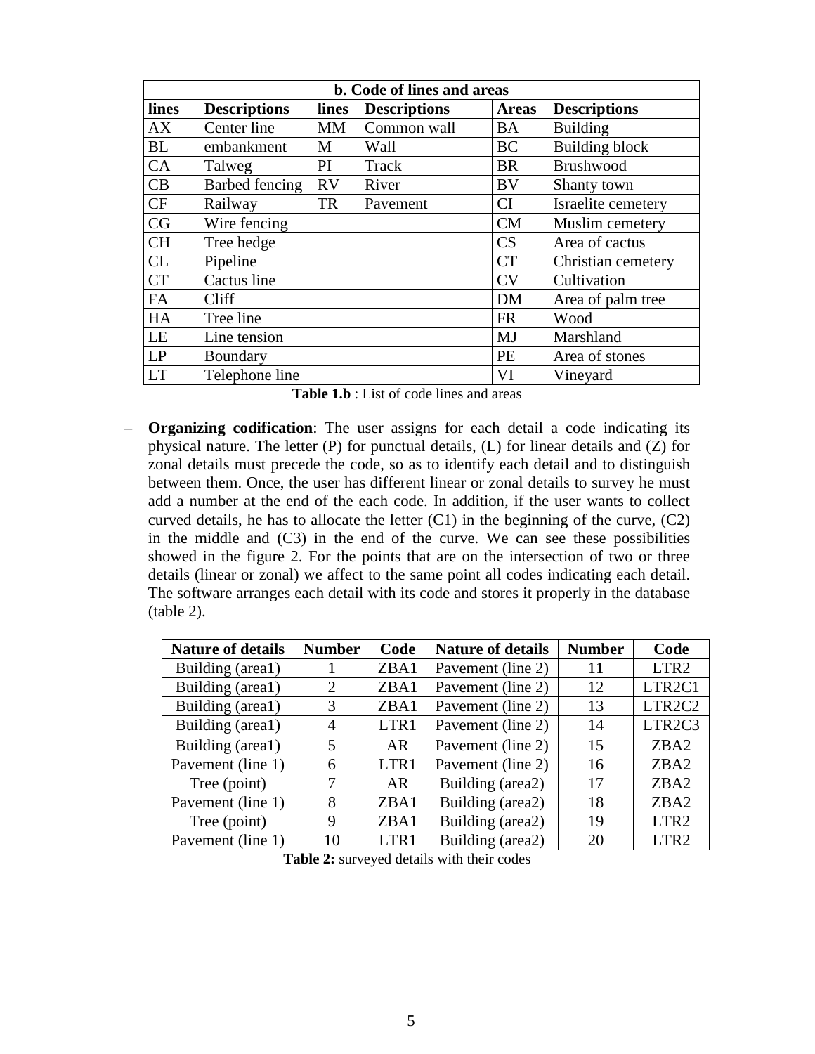| b. Code of lines and areas | | | | | |
|---|---|---|---|---|---|
| **lines** | **Descriptions** | **lines** | **Descriptions** | **Areas** | **Descriptions** |
| AX | Center line | MM | Common wall | BA | Building |
| BL | embankment | M | Wall | BC | Building block |
| CA | Talweg | PI | Track | BR | Brushwood |
| CB | Barbed fencing | RV | River | BV | Shanty town |
| CF | Railway | TR | Pavement | CI | Israelite cemetery |
| CG | Wire fencing | | | CM | Muslim cemetery |
| CH | Tree hedge | | | CS | Area of cactus |
| CL | Pipeline | | | CT | Christian cemetery |
| CT | Cactus line | | | CV | Cultivation |
| FA | Cliff | | | DM | Area of palm tree |
| HA | Tree line | | | FR | Wood |
| LE | Line tension | | | MJ | Marshland |
| LP | Boundary | | | PE | Area of stones |
| LT | Telephone line | | | VI | Vineyard |

**Table 1.b** : List of code lines and areas

- **Organizing codification**: The user assigns for each detail a code indicating its physical nature. The letter (P) for punctual details, (L) for linear details and (Z) for zonal details must precede the code, so as to identify each detail and to distinguish between them. Once, the user has different linear or zonal details to survey he must add a number at the end of the each code. In addition, if the user wants to collect curved details, he has to allocate the letter (C1) in the beginning of the curve, (C2) in the middle and (C3) in the end of the curve. We can see these possibilities showed in the figure 2. For the points that are on the intersection of two or three details (linear or zonal) we affect to the same point all codes indicating each detail. The software arranges each detail with its code and stores it properly in the database (table 2).

| Nature of details | Number | Code | Nature of details | Number | Code |
|---|---|---|---|---|---|
| Building (area1) | 1 | ZBA1 | Pavement (line 2) | 11 | LTR2 |
| Building (area1) | 2 | ZBA1 | Pavement (line 2) | 12 | LTR2C1 |
| Building (area1) | 3 | ZBA1 | Pavement (line 2) | 13 | LTR2C2 |
| Building (area1) | 4 | LTR1 | Pavement (line 2) | 14 | LTR2C3 |
| Building (area1) | 5 | AR | Pavement (line 2) | 15 | ZBA2 |
| Pavement (line 1) | 6 | LTR1 | Pavement (line 2) | 16 | ZBA2 |
| Tree (point) | 7 | AR | Building (area2) | 17 | ZBA2 |
| Pavement (line 1) | 8 | ZBA1 | Building (area2) | 18 | ZBA2 |
| Tree (point) | 9 | ZBA1 | Building (area2) | 19 | LTR2 |
| Pavement (line 1) | 10 | LTR1 | Building (area2) | 20 | LTR2 |

**Table 2:** surveyed details with their codes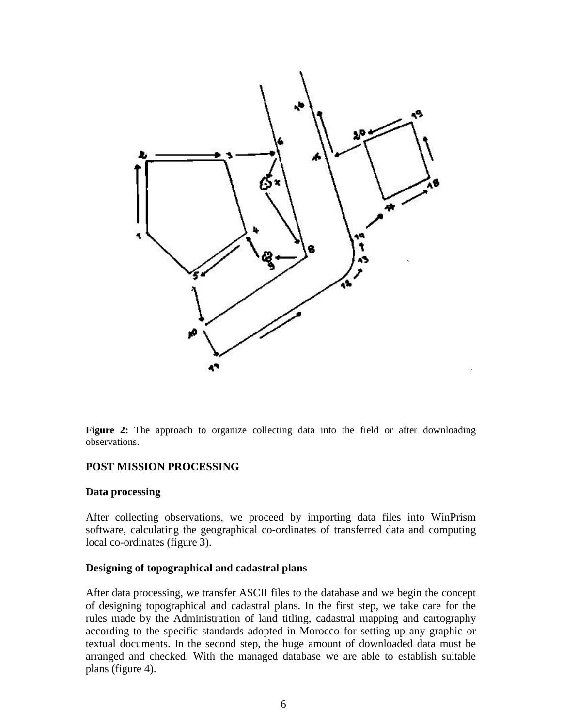**Figure 2:** The approach to organize collecting data into the field or after downloading observations.

## POST MISSION PROCESSING

### Data processing

After collecting observations, we proceed by importing data files into WinPrism software, calculating the geographical co-ordinates of transferred data and computing local co-ordinates (figure 3).

### Designing of topographical and cadastral plans

After data processing, we transfer ASCII files to the database and we begin the concept of designing topographical and cadastral plans. In the first step, we take care for the rules made by the Administration of land titling, cadastral mapping and cartography according to the specific standards adopted in Morocco for setting up any graphic or textual documents. In the second step, the huge amount of downloaded data must be arranged and checked. With the managed database we are able to establish suitable plans (figure 4).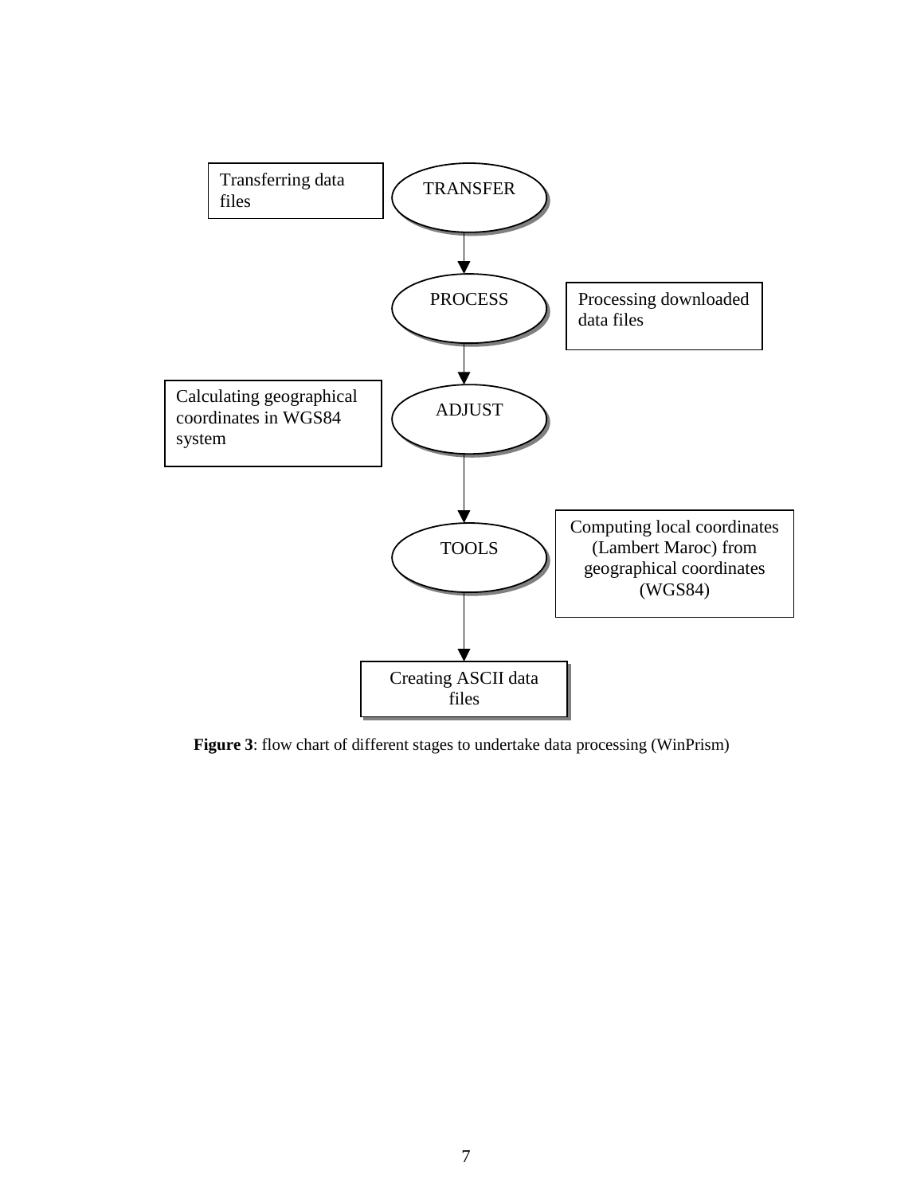Transferring data files

TRANSFER

PROCESS

Processing downloaded data files

Calculating geographical coordinates in WGS84 system

ADJUST

TOOLS

Computing local coordinates (Lambert Maroc) from geographical coordinates (WGS84)

Creating ASCII data files

**Figure 3**: flow chart of different stages to undertake data processing (WinPrism)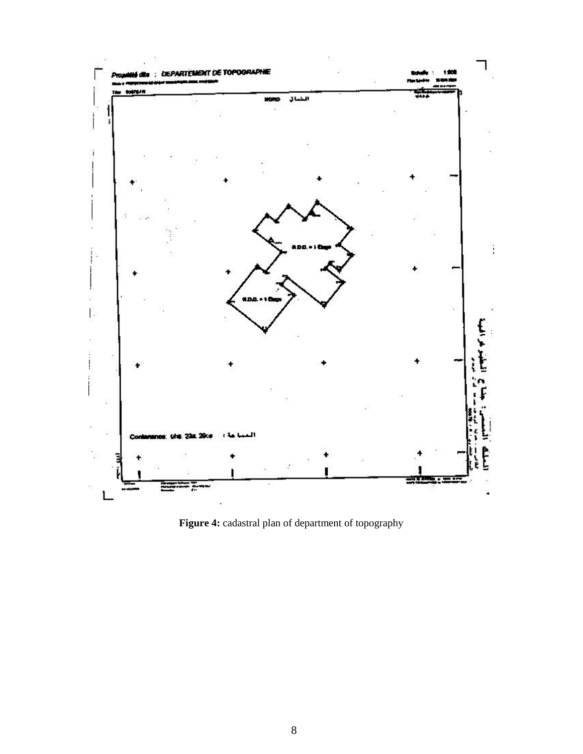Figure 4: cadastral plan of department of topography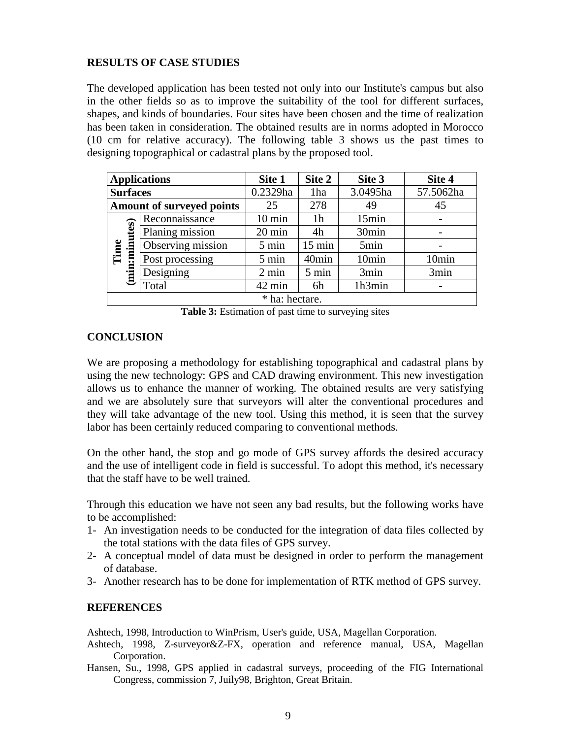## RESULTS OF CASE STUDIES

The developed application has been tested not only into our Institute's campus but also in the other fields so as to improve the suitability of the tool for different surfaces, shapes, and kinds of boundaries. Four sites have been chosen and the time of realization has been taken in consideration. The obtained results are in norms adopted in Morocco (10 cm for relative accuracy). The following table 3 shows us the past times to designing topographical or cadastral plans by the proposed tool.

| Applications | | Site 1 | Site 2 | Site 3 | Site 4 |
|---|---|---|---|---|---|
| Surfaces | | 0.2329ha | 1ha | 3.0495ha | 57.5062ha |
| Amount of surveyed points | | 25 | 278 | 49 | 45 |
| Time (min:minutes) | Reconnaissance | 10 min | 1h | 15min | - |
| | Planing mission | 20 min | 4h | 30min | - |
| | Observing mission | 5 min | 15 min | 5min | - |
| | Post processing | 5 min | 40min | 10min | 10min |
| | Designing | 2 min | 5 min | 3min | 3min |
| | Total | 42 min | 6h | 1h3min | - |
| * ha: hectare. | | | | | |

**Table 3:** Estimation of past time to surveying sites

## CONCLUSION

We are proposing a methodology for establishing topographical and cadastral plans by using the new technology: GPS and CAD drawing environment. This new investigation allows us to enhance the manner of working. The obtained results are very satisfying and we are absolutely sure that surveyors will alter the conventional procedures and they will take advantage of the new tool. Using this method, it is seen that the survey labor has been certainly reduced comparing to conventional methods.

On the other hand, the stop and go mode of GPS survey affords the desired accuracy and the use of intelligent code in field is successful. To adopt this method, it's necessary that the staff have to be well trained.

Through this education we have not seen any bad results, but the following works have to be accomplished:

1- An investigation needs to be conducted for the integration of data files collected by the total stations with the data files of GPS survey.
2- A conceptual model of data must be designed in order to perform the management of database.
3- Another research has to be done for implementation of RTK method of GPS survey.

## REFERENCES

Ashtech, 1998, Introduction to WinPrism, User's guide, USA, Magellan Corporation.

Ashtech, 1998, Z-surveyor&Z-FX, operation and reference manual, USA, Magellan Corporation.

Hansen, Su., 1998, GPS applied in cadastral surveys, proceeding of the FIG International Congress, commission 7, Juily98, Brighton, Great Britain.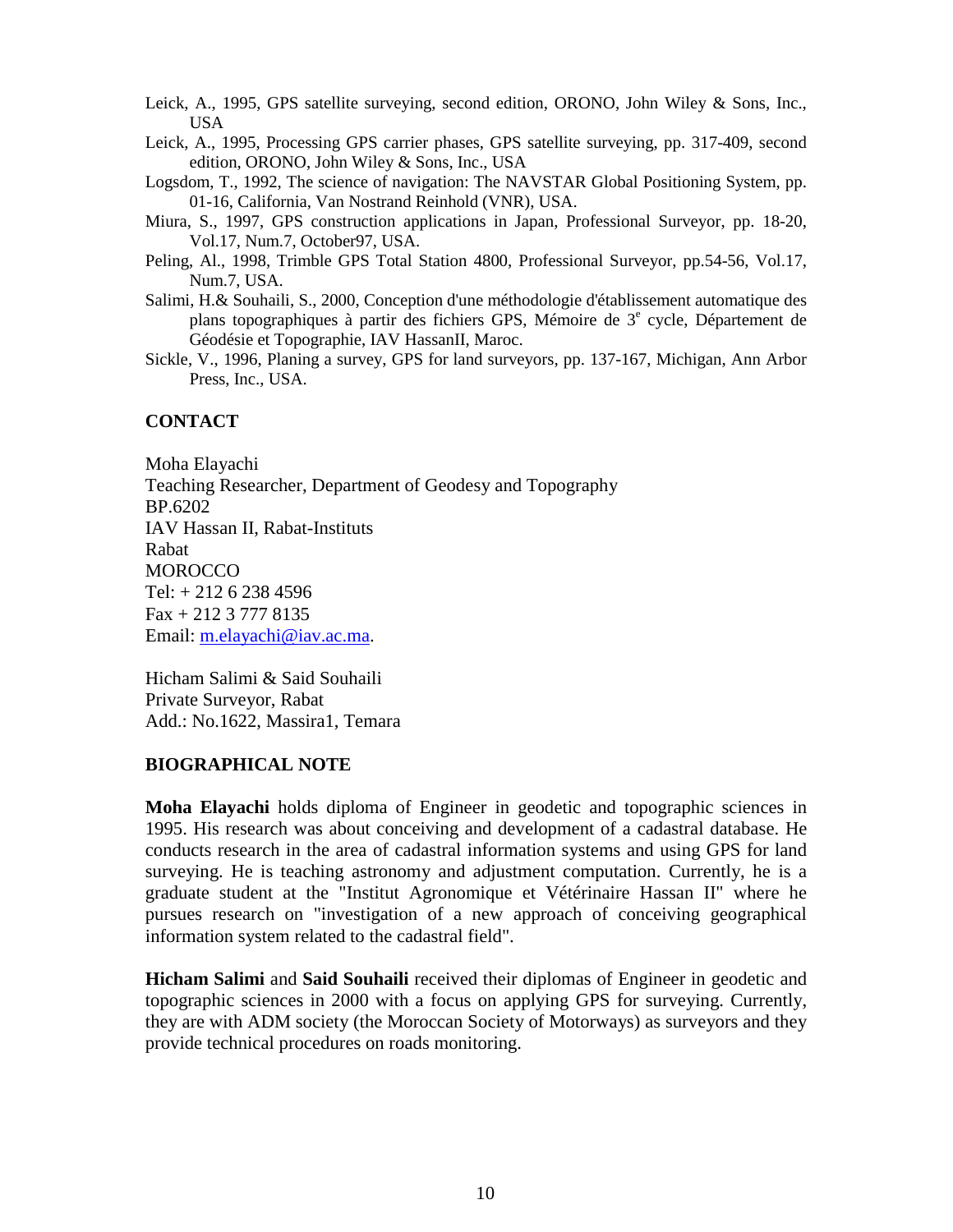Leick, A., 1995, GPS satellite surveying, second edition, ORONO, John Wiley & Sons, Inc., USA

Leick, A., 1995, Processing GPS carrier phases, GPS satellite surveying, pp. 317-409, second edition, ORONO, John Wiley & Sons, Inc., USA

Logsdom, T., 1992, The science of navigation: The NAVSTAR Global Positioning System, pp. 01-16, California, Van Nostrand Reinhold (VNR), USA.

Miura, S., 1997, GPS construction applications in Japan, Professional Surveyor, pp. 18-20, Vol.17, Num.7, October97, USA.

Peling, Al., 1998, Trimble GPS Total Station 4800, Professional Surveyor, pp.54-56, Vol.17, Num.7, USA.

Salimi, H.& Souhaili, S., 2000, Conception d'une méthodologie d'établissement automatique des plans topographiques à partir des fichiers GPS, Mémoire de 3e cycle, Département de Géodésie et Topographie, IAV HassanII, Maroc.

Sickle, V., 1996, Planing a survey, GPS for land surveyors, pp. 137-167, Michigan, Ann Arbor Press, Inc., USA.

## CONTACT

Moha Elayachi
Teaching Researcher, Department of Geodesy and Topography
BP.6202
IAV Hassan II, Rabat-Instituts
Rabat
MOROCCO
Tel: + 212 6 238 4596
Fax + 212 3 777 8135
Email: m.elayachi@iav.ac.ma.

Hicham Salimi & Said Souhaili
Private Surveyor, Rabat
Add.: No.1622, Massira1, Temara

## BIOGRAPHICAL NOTE

**Moha Elayachi** holds diploma of Engineer in geodetic and topographic sciences in 1995. His research was about conceiving and development of a cadastral database. He conducts research in the area of cadastral information systems and using GPS for land surveying. He is teaching astronomy and adjustment computation. Currently, he is a graduate student at the "Institut Agronomique et Vétérinaire Hassan II" where he pursues research on "investigation of a new approach of conceiving geographical information system related to the cadastral field".

**Hicham Salimi** and **Said Souhaili** received their diplomas of Engineer in geodetic and topographic sciences in 2000 with a focus on applying GPS for surveying. Currently, they are with ADM society (the Moroccan Society of Motorways) as surveyors and they provide technical procedures on roads monitoring.